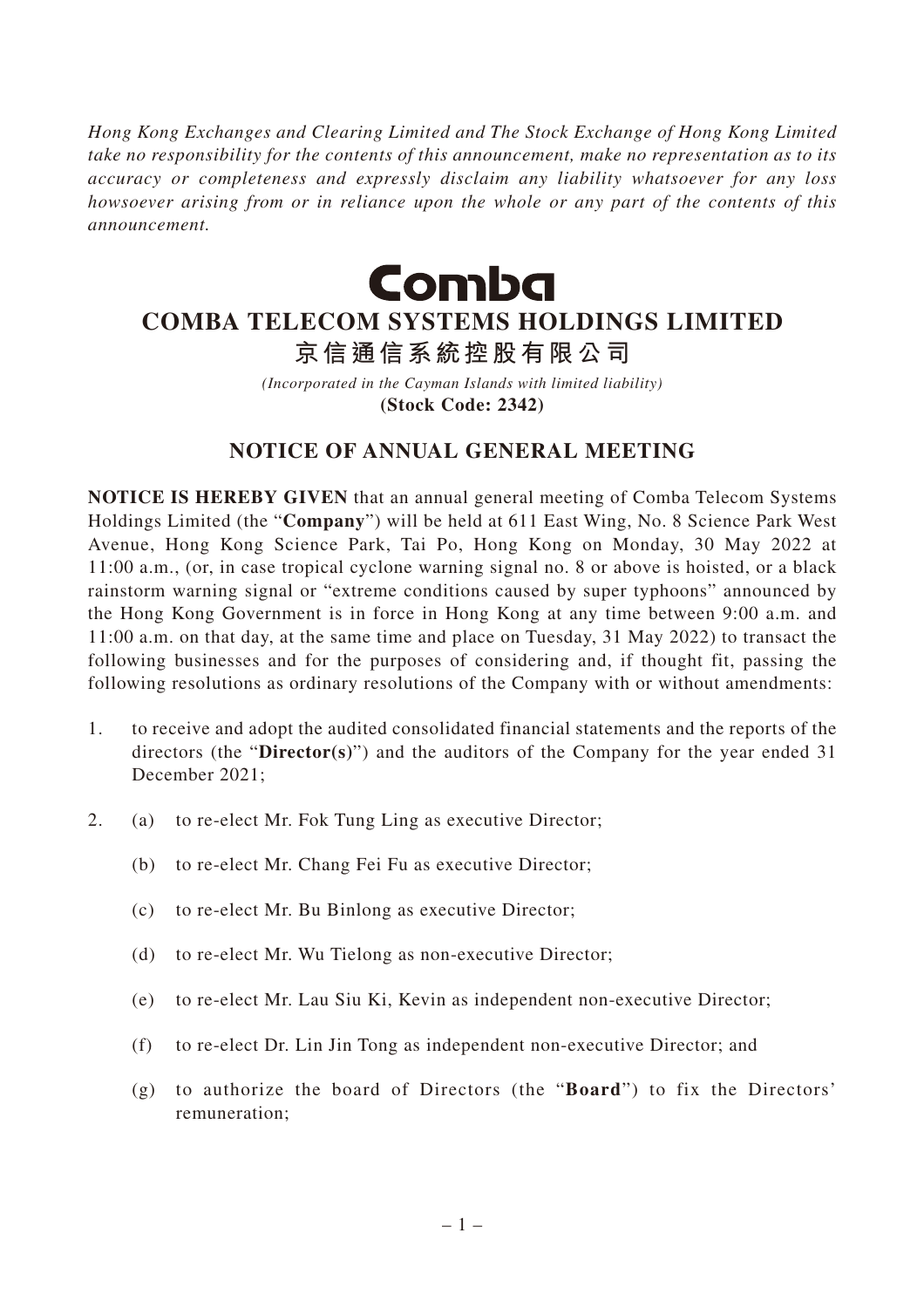*Hong Kong Exchanges and Clearing Limited and The Stock Exchange of Hong Kong Limited take no responsibility for the contents of this announcement, make no representation as to its accuracy or completeness and expressly disclaim any liability whatsoever for any loss howsoever arising from or in reliance upon the whole or any part of the contents of this announcement.*

Comba

# COMBA TELECOM SYSTEMS HOLDINGS LIMITED

# 京信通信系統控股有限公司

*(Incorporated in the Cayman Islands with limited liability)*

**(Stock Code: 2342)**

## NOTICE OF ANNUAL GENERAL MEETING

**NOTICE IS HEREBY GIVEN** that an annual general meeting of Comba Telecom Systems Holdings Limited (the "**Company**") will be held at 611 East Wing, No. 8 Science Park West Avenue, Hong Kong Science Park, Tai Po, Hong Kong on Monday, 30 May 2022 at 11:00 a.m., (or, in case tropical cyclone warning signal no. 8 or above is hoisted, or a black rainstorm warning signal or "extreme conditions caused by super typhoons" announced by the Hong Kong Government is in force in Hong Kong at any time between 9:00 a.m. and 11:00 a.m. on that day, at the same time and place on Tuesday, 31 May 2022) to transact the following businesses and for the purposes of considering and, if thought fit, passing the following resolutions as ordinary resolutions of the Company with or without amendments:

1. to receive and adopt the audited consolidated financial statements and the reports of the directors (the "**Director(s)**") and the auditors of the Company for the year ended 31 December 2021;

2. (a) to re-elect Mr. Fok Tung Ling as executive Director;

   (b) to re-elect Mr. Chang Fei Fu as executive Director;

   (c) to re-elect Mr. Bu Binlong as executive Director;

   (d) to re-elect Mr. Wu Tielong as non-executive Director;

   (e) to re-elect Mr. Lau Siu Ki, Kevin as independent non-executive Director;

   (f) to re-elect Dr. Lin Jin Tong as independent non-executive Director; and

   (g) to authorize the board of Directors (the "**Board**") to fix the Directors' remuneration;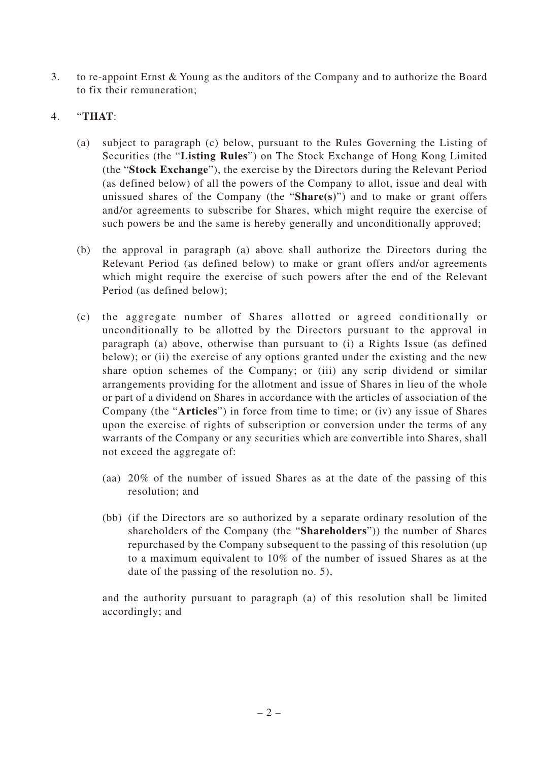3. to re-appoint Ernst & Young as the auditors of the Company and to authorize the Board to fix their remuneration;

4. "**THAT**:

   (a) subject to paragraph (c) below, pursuant to the Rules Governing the Listing of Securities (the "**Listing Rules**") on The Stock Exchange of Hong Kong Limited (the "**Stock Exchange**"), the exercise by the Directors during the Relevant Period (as defined below) of all the powers of the Company to allot, issue and deal with unissued shares of the Company (the "**Share(s)**") and to make or grant offers and/or agreements to subscribe for Shares, which might require the exercise of such powers be and the same is hereby generally and unconditionally approved;

   (b) the approval in paragraph (a) above shall authorize the Directors during the Relevant Period (as defined below) to make or grant offers and/or agreements which might require the exercise of such powers after the end of the Relevant Period (as defined below);

   (c) the aggregate number of Shares allotted or agreed conditionally or unconditionally to be allotted by the Directors pursuant to the approval in paragraph (a) above, otherwise than pursuant to (i) a Rights Issue (as defined below); or (ii) the exercise of any options granted under the existing and the new share option schemes of the Company; or (iii) any scrip dividend or similar arrangements providing for the allotment and issue of Shares in lieu of the whole or part of a dividend on Shares in accordance with the articles of association of the Company (the "**Articles**") in force from time to time; or (iv) any issue of Shares upon the exercise of rights of subscription or conversion under the terms of any warrants of the Company or any securities which are convertible into Shares, shall not exceed the aggregate of:

      (aa) 20% of the number of issued Shares as at the date of the passing of this resolution; and

      (bb) (if the Directors are so authorized by a separate ordinary resolution of the shareholders of the Company (the "**Shareholders**")) the number of Shares repurchased by the Company subsequent to the passing of this resolution (up to a maximum equivalent to 10% of the number of issued Shares as at the date of the passing of the resolution no. 5),

   and the authority pursuant to paragraph (a) of this resolution shall be limited accordingly; and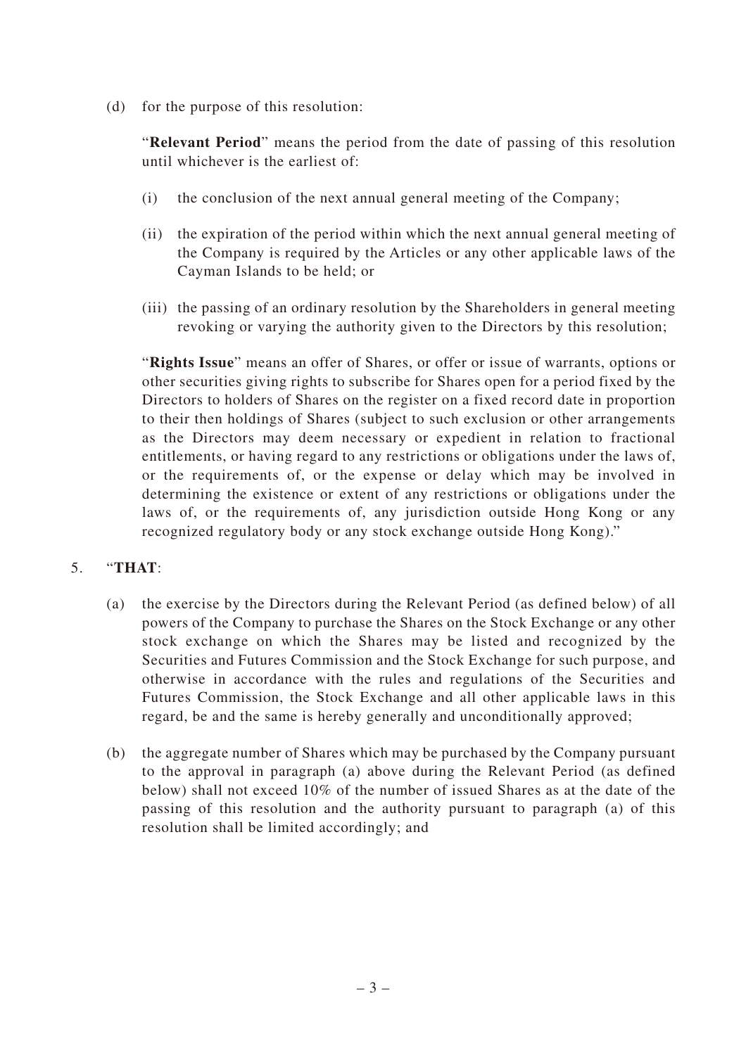(d) for the purpose of this resolution:

"**Relevant Period**" means the period from the date of passing of this resolution until whichever is the earliest of:

(i) the conclusion of the next annual general meeting of the Company;

(ii) the expiration of the period within which the next annual general meeting of the Company is required by the Articles or any other applicable laws of the Cayman Islands to be held; or

(iii) the passing of an ordinary resolution by the Shareholders in general meeting revoking or varying the authority given to the Directors by this resolution;

"**Rights Issue**" means an offer of Shares, or offer or issue of warrants, options or other securities giving rights to subscribe for Shares open for a period fixed by the Directors to holders of Shares on the register on a fixed record date in proportion to their then holdings of Shares (subject to such exclusion or other arrangements as the Directors may deem necessary or expedient in relation to fractional entitlements, or having regard to any restrictions or obligations under the laws of, or the requirements of, or the expense or delay which may be involved in determining the existence or extent of any restrictions or obligations under the laws of, or the requirements of, any jurisdiction outside Hong Kong or any recognized regulatory body or any stock exchange outside Hong Kong)."

5. "**THAT**:

(a) the exercise by the Directors during the Relevant Period (as defined below) of all powers of the Company to purchase the Shares on the Stock Exchange or any other stock exchange on which the Shares may be listed and recognized by the Securities and Futures Commission and the Stock Exchange for such purpose, and otherwise in accordance with the rules and regulations of the Securities and Futures Commission, the Stock Exchange and all other applicable laws in this regard, be and the same is hereby generally and unconditionally approved;

(b) the aggregate number of Shares which may be purchased by the Company pursuant to the approval in paragraph (a) above during the Relevant Period (as defined below) shall not exceed 10% of the number of issued Shares as at the date of the passing of this resolution and the authority pursuant to paragraph (a) of this resolution shall be limited accordingly; and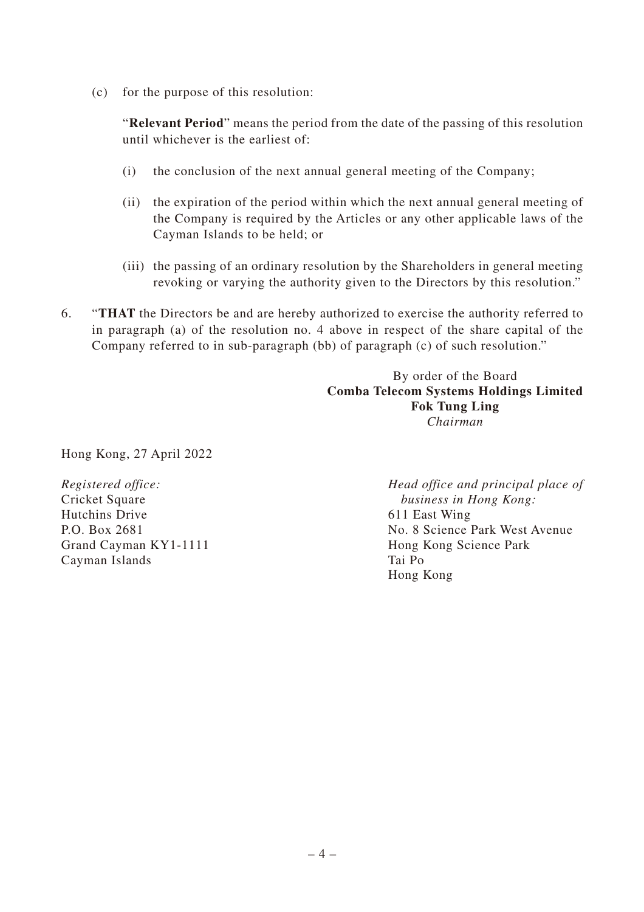(c) for the purpose of this resolution:

"**Relevant Period**" means the period from the date of the passing of this resolution until whichever is the earliest of:

(i) the conclusion of the next annual general meeting of the Company;

(ii) the expiration of the period within which the next annual general meeting of the Company is required by the Articles or any other applicable laws of the Cayman Islands to be held; or

(iii) the passing of an ordinary resolution by the Shareholders in general meeting revoking or varying the authority given to the Directors by this resolution."

6. "**THAT** the Directors be and are hereby authorized to exercise the authority referred to in paragraph (a) of the resolution no. 4 above in respect of the share capital of the Company referred to in sub-paragraph (bb) of paragraph (c) of such resolution."

By order of the Board
**Comba Telecom Systems Holdings Limited**
**Fok Tung Ling**
*Chairman*

Hong Kong, 27 April 2022

*Registered office:*
Cricket Square
Hutchins Drive
P.O. Box 2681
Grand Cayman KY1-1111
Cayman Islands

*Head office and principal place of business in Hong Kong:*
611 East Wing
No. 8 Science Park West Avenue
Hong Kong Science Park
Tai Po
Hong Kong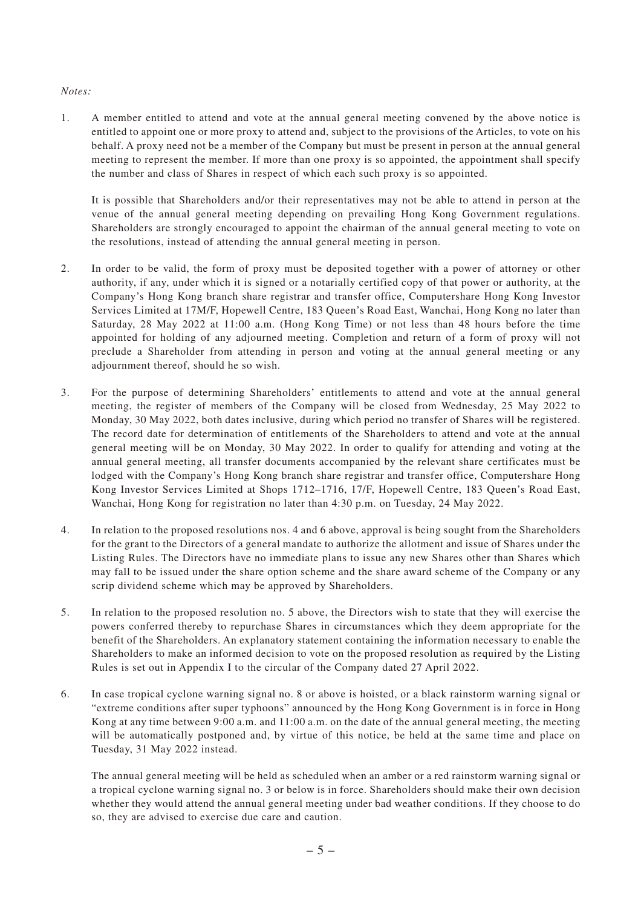*Notes:*

1. A member entitled to attend and vote at the annual general meeting convened by the above notice is entitled to appoint one or more proxy to attend and, subject to the provisions of the Articles, to vote on his behalf. A proxy need not be a member of the Company but must be present in person at the annual general meeting to represent the member. If more than one proxy is so appointed, the appointment shall specify the number and class of Shares in respect of which each such proxy is so appointed.

   It is possible that Shareholders and/or their representatives may not be able to attend in person at the venue of the annual general meeting depending on prevailing Hong Kong Government regulations. Shareholders are strongly encouraged to appoint the chairman of the annual general meeting to vote on the resolutions, instead of attending the annual general meeting in person.

2. In order to be valid, the form of proxy must be deposited together with a power of attorney or other authority, if any, under which it is signed or a notarially certified copy of that power or authority, at the Company's Hong Kong branch share registrar and transfer office, Computershare Hong Kong Investor Services Limited at 17M/F, Hopewell Centre, 183 Queen's Road East, Wanchai, Hong Kong no later than Saturday, 28 May 2022 at 11:00 a.m. (Hong Kong Time) or not less than 48 hours before the time appointed for holding of any adjourned meeting. Completion and return of a form of proxy will not preclude a Shareholder from attending in person and voting at the annual general meeting or any adjournment thereof, should he so wish.

3. For the purpose of determining Shareholders' entitlements to attend and vote at the annual general meeting, the register of members of the Company will be closed from Wednesday, 25 May 2022 to Monday, 30 May 2022, both dates inclusive, during which period no transfer of Shares will be registered. The record date for determination of entitlements of the Shareholders to attend and vote at the annual general meeting will be on Monday, 30 May 2022. In order to qualify for attending and voting at the annual general meeting, all transfer documents accompanied by the relevant share certificates must be lodged with the Company's Hong Kong branch share registrar and transfer office, Computershare Hong Kong Investor Services Limited at Shops 1712–1716, 17/F, Hopewell Centre, 183 Queen's Road East, Wanchai, Hong Kong for registration no later than 4:30 p.m. on Tuesday, 24 May 2022.

4. In relation to the proposed resolutions nos. 4 and 6 above, approval is being sought from the Shareholders for the grant to the Directors of a general mandate to authorize the allotment and issue of Shares under the Listing Rules. The Directors have no immediate plans to issue any new Shares other than Shares which may fall to be issued under the share option scheme and the share award scheme of the Company or any scrip dividend scheme which may be approved by Shareholders.

5. In relation to the proposed resolution no. 5 above, the Directors wish to state that they will exercise the powers conferred thereby to repurchase Shares in circumstances which they deem appropriate for the benefit of the Shareholders. An explanatory statement containing the information necessary to enable the Shareholders to make an informed decision to vote on the proposed resolution as required by the Listing Rules is set out in Appendix I to the circular of the Company dated 27 April 2022.

6. In case tropical cyclone warning signal no. 8 or above is hoisted, or a black rainstorm warning signal or "extreme conditions after super typhoons" announced by the Hong Kong Government is in force in Hong Kong at any time between 9:00 a.m. and 11:00 a.m. on the date of the annual general meeting, the meeting will be automatically postponed and, by virtue of this notice, be held at the same time and place on Tuesday, 31 May 2022 instead.

   The annual general meeting will be held as scheduled when an amber or a red rainstorm warning signal or a tropical cyclone warning signal no. 3 or below is in force. Shareholders should make their own decision whether they would attend the annual general meeting under bad weather conditions. If they choose to do so, they are advised to exercise due care and caution.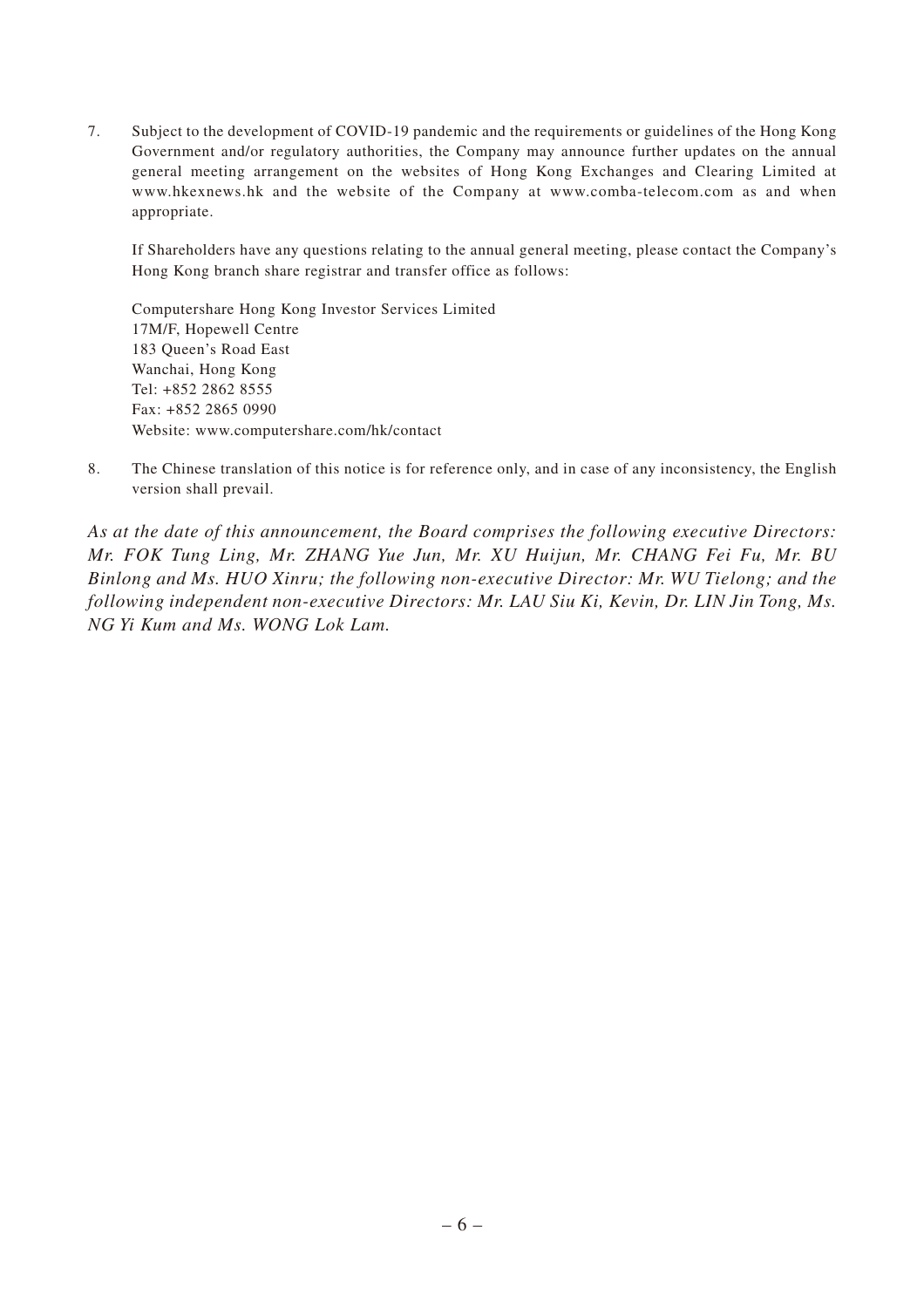7. Subject to the development of COVID-19 pandemic and the requirements or guidelines of the Hong Kong Government and/or regulatory authorities, the Company may announce further updates on the annual general meeting arrangement on the websites of Hong Kong Exchanges and Clearing Limited at www.hkexnews.hk and the website of the Company at www.comba-telecom.com as and when appropriate.

   If Shareholders have any questions relating to the annual general meeting, please contact the Company's Hong Kong branch share registrar and transfer office as follows:

   Computershare Hong Kong Investor Services Limited
   17M/F, Hopewell Centre
   183 Queen's Road East
   Wanchai, Hong Kong
   Tel: +852 2862 8555
   Fax: +852 2865 0990
   Website: www.computershare.com/hk/contact

8. The Chinese translation of this notice is for reference only, and in case of any inconsistency, the English version shall prevail.

*As at the date of this announcement, the Board comprises the following executive Directors: Mr. FOK Tung Ling, Mr. ZHANG Yue Jun, Mr. XU Huijun, Mr. CHANG Fei Fu, Mr. BU Binlong and Ms. HUO Xinru; the following non-executive Director: Mr. WU Tielong; and the following independent non-executive Directors: Mr. LAU Siu Ki, Kevin, Dr. LIN Jin Tong, Ms. NG Yi Kum and Ms. WONG Lok Lam.*